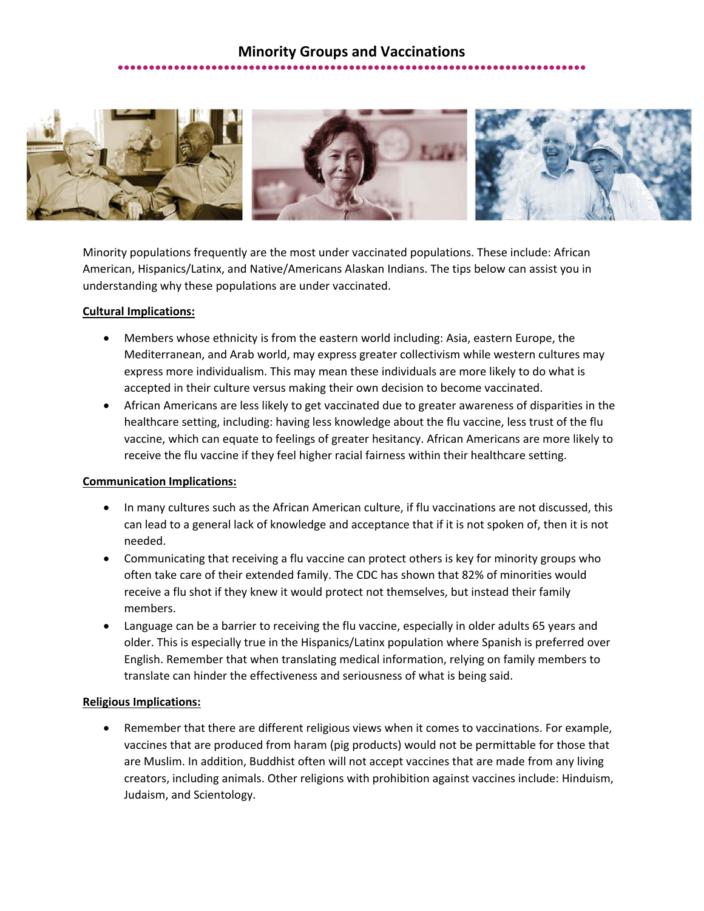# Minority Groups and Vaccinations

Minority populations frequently are the most under vaccinated populations. These include: African American, Hispanics/Latinx, and Native/Americans Alaskan Indians. The tips below can assist you in understanding why these populations are under vaccinated.

**Cultural Implications:**

- Members whose ethnicity is from the eastern world including: Asia, eastern Europe, the Mediterranean, and Arab world, may express greater collectivism while western cultures may express more individualism. This may mean these individuals are more likely to do what is accepted in their culture versus making their own decision to become vaccinated.
- African Americans are less likely to get vaccinated due to greater awareness of disparities in the healthcare setting, including: having less knowledge about the flu vaccine, less trust of the flu vaccine, which can equate to feelings of greater hesitancy. African Americans are more likely to receive the flu vaccine if they feel higher racial fairness within their healthcare setting.

**Communication Implications:**

- In many cultures such as the African American culture, if flu vaccinations are not discussed, this can lead to a general lack of knowledge and acceptance that if it is not spoken of, then it is not needed.
- Communicating that receiving a flu vaccine can protect others is key for minority groups who often take care of their extended family. The CDC has shown that 82% of minorities would receive a flu shot if they knew it would protect not themselves, but instead their family members.
- Language can be a barrier to receiving the flu vaccine, especially in older adults 65 years and older. This is especially true in the Hispanics/Latinx population where Spanish is preferred over English. Remember that when translating medical information, relying on family members to translate can hinder the effectiveness and seriousness of what is being said.

**Religious Implications:**

- Remember that there are different religious views when it comes to vaccinations. For example, vaccines that are produced from haram (pig products) would not be permittable for those that are Muslim. In addition, Buddhist often will not accept vaccines that are made from any living creators, including animals. Other religions with prohibition against vaccines include: Hinduism, Judaism, and Scientology.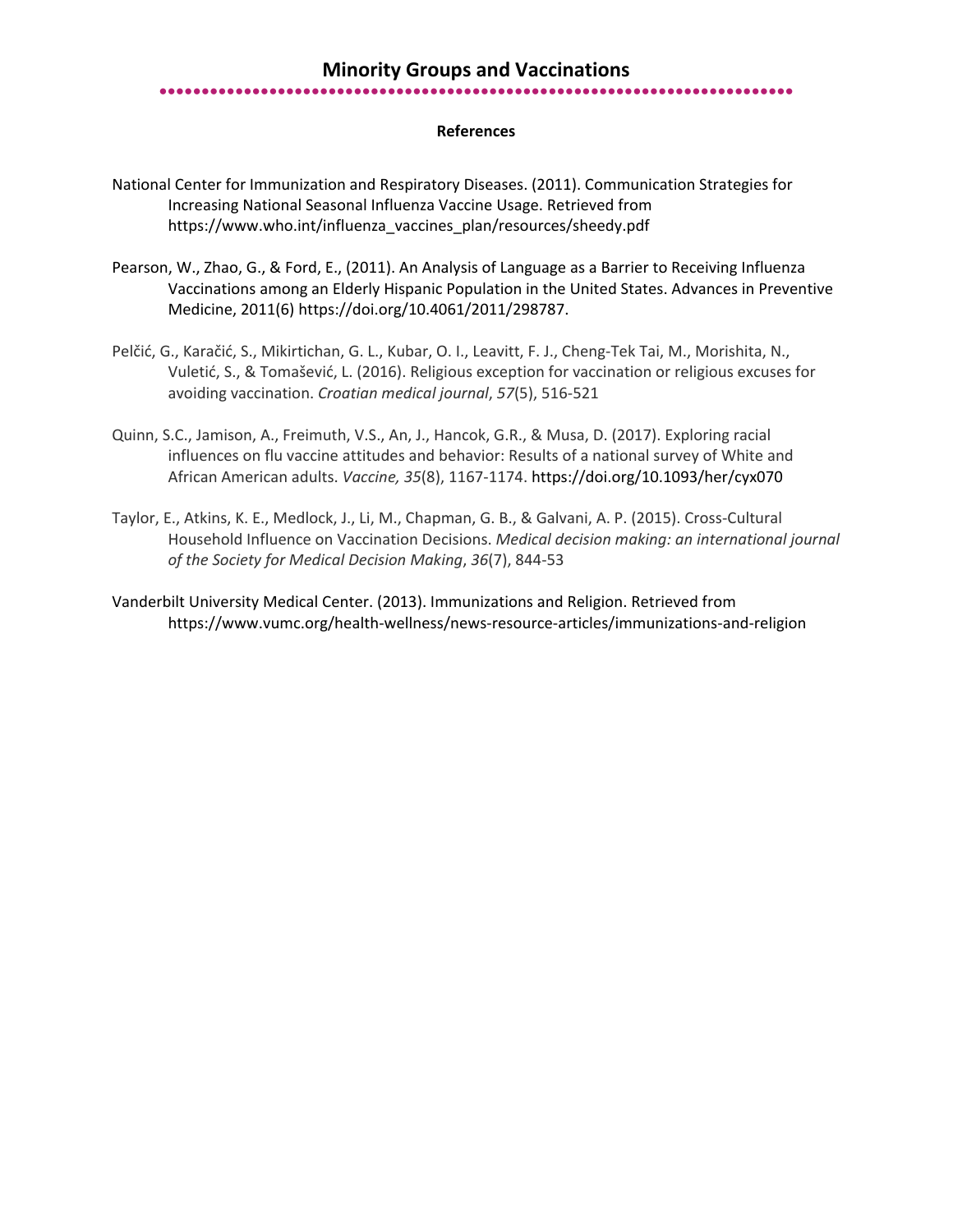# Minority Groups and Vaccinations

**References**

National Center for Immunization and Respiratory Diseases. (2011). Communication Strategies for Increasing National Seasonal Influenza Vaccine Usage. Retrieved from https://www.who.int/influenza_vaccines_plan/resources/sheedy.pdf

Pearson, W., Zhao, G., & Ford, E., (2011). An Analysis of Language as a Barrier to Receiving Influenza Vaccinations among an Elderly Hispanic Population in the United States. Advances in Preventive Medicine, 2011(6) https://doi.org/10.4061/2011/298787.

Pelčić, G., Karačić, S., Mikirtichan, G. L., Kubar, O. I., Leavitt, F. J., Cheng-Tek Tai, M., Morishita, N., Vuletić, S., & Tomašević, L. (2016). Religious exception for vaccination or religious excuses for avoiding vaccination. *Croatian medical journal*, *57*(5), 516-521

Quinn, S.C., Jamison, A., Freimuth, V.S., An, J., Hancok, G.R., & Musa, D. (2017). Exploring racial influences on flu vaccine attitudes and behavior: Results of a national survey of White and African American adults. *Vaccine, 35*(8), 1167-1174. https://doi.org/10.1093/her/cyx070

Taylor, E., Atkins, K. E., Medlock, J., Li, M., Chapman, G. B., & Galvani, A. P. (2015). Cross-Cultural Household Influence on Vaccination Decisions. *Medical decision making: an international journal of the Society for Medical Decision Making*, *36*(7), 844-53

Vanderbilt University Medical Center. (2013). Immunizations and Religion. Retrieved from https://www.vumc.org/health-wellness/news-resource-articles/immunizations-and-religion